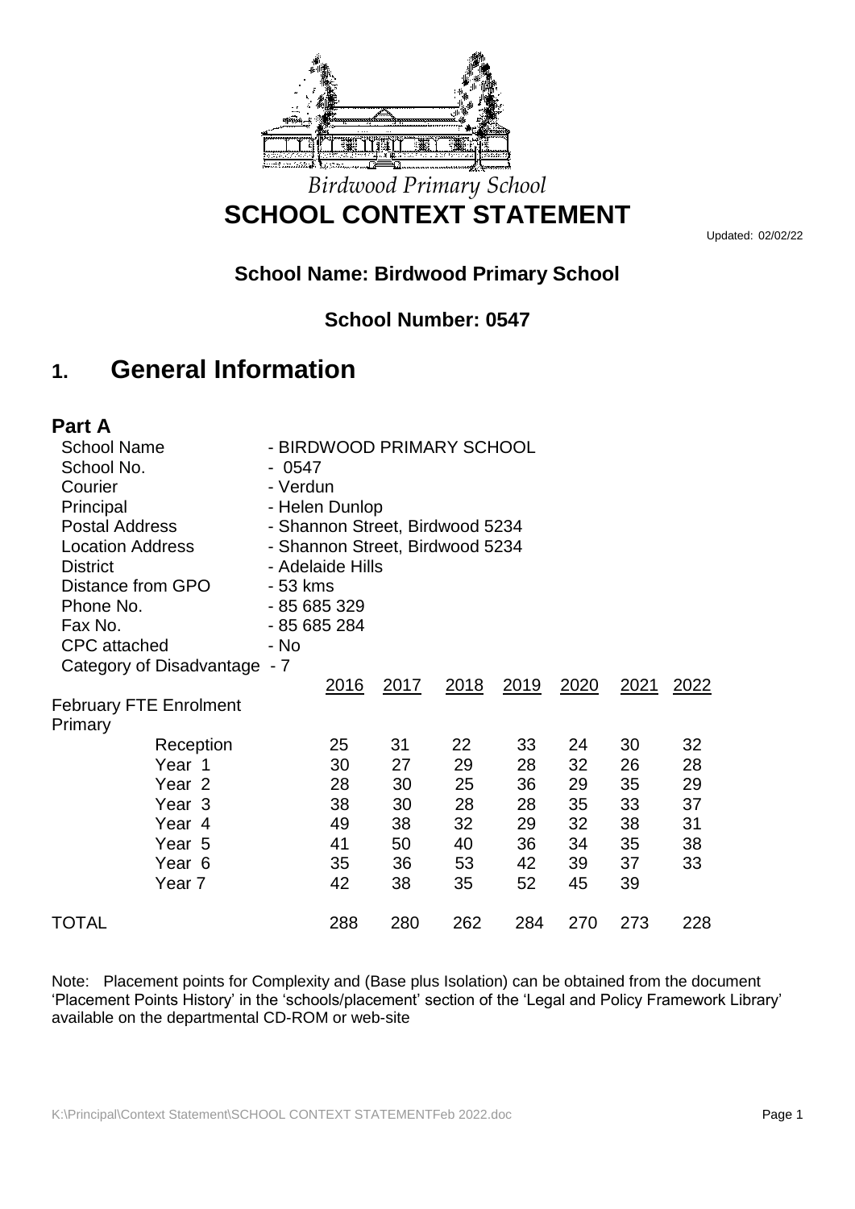*Birdwood Primary School*

# SCHOOL CONTEXT STATEMENT

Updated: 02/02/22

### School Name: Birdwood Primary School

### School Number: 0547

## 1. General Information

### Part A

| | |
|---|---|
| School Name | - BIRDWOOD PRIMARY SCHOOL |
| School No. | - 0547 |
| Courier | - Verdun |
| Principal | - Helen Dunlop |
| Postal Address | - Shannon Street, Birdwood 5234 |
| Location Address | - Shannon Street, Birdwood 5234 |
| District | - Adelaide Hills |
| Distance from GPO | - 53 kms |
| Phone No. | - 85 685 329 |
| Fax No. | - 85 685 284 |
| CPC attached | - No |
| Category of Disadvantage | - 7 |

| February FTE Enrolment | 2016 | 2017 | 2018 | 2019 | 2020 | 2021 | 2022 |
|---|---|---|---|---|---|---|---|
| Primary | | | | | | | |
| Reception | 25 | 31 | 22 | 33 | 24 | 30 | 32 |
| Year 1 | 30 | 27 | 29 | 28 | 32 | 26 | 28 |
| Year 2 | 28 | 30 | 25 | 36 | 29 | 35 | 29 |
| Year 3 | 38 | 30 | 28 | 28 | 35 | 33 | 37 |
| Year 4 | 49 | 38 | 32 | 29 | 32 | 38 | 31 |
| Year 5 | 41 | 50 | 40 | 36 | 34 | 35 | 38 |
| Year 6 | 35 | 36 | 53 | 42 | 39 | 37 | 33 |
| Year 7 | 42 | 38 | 35 | 52 | 45 | 39 | |
| TOTAL | 288 | 280 | 262 | 284 | 270 | 273 | 228 |

Note: Placement points for Complexity and (Base plus Isolation) can be obtained from the document 'Placement Points History' in the 'schools/placement' section of the 'Legal and Policy Framework Library' available on the departmental CD-ROM or web-site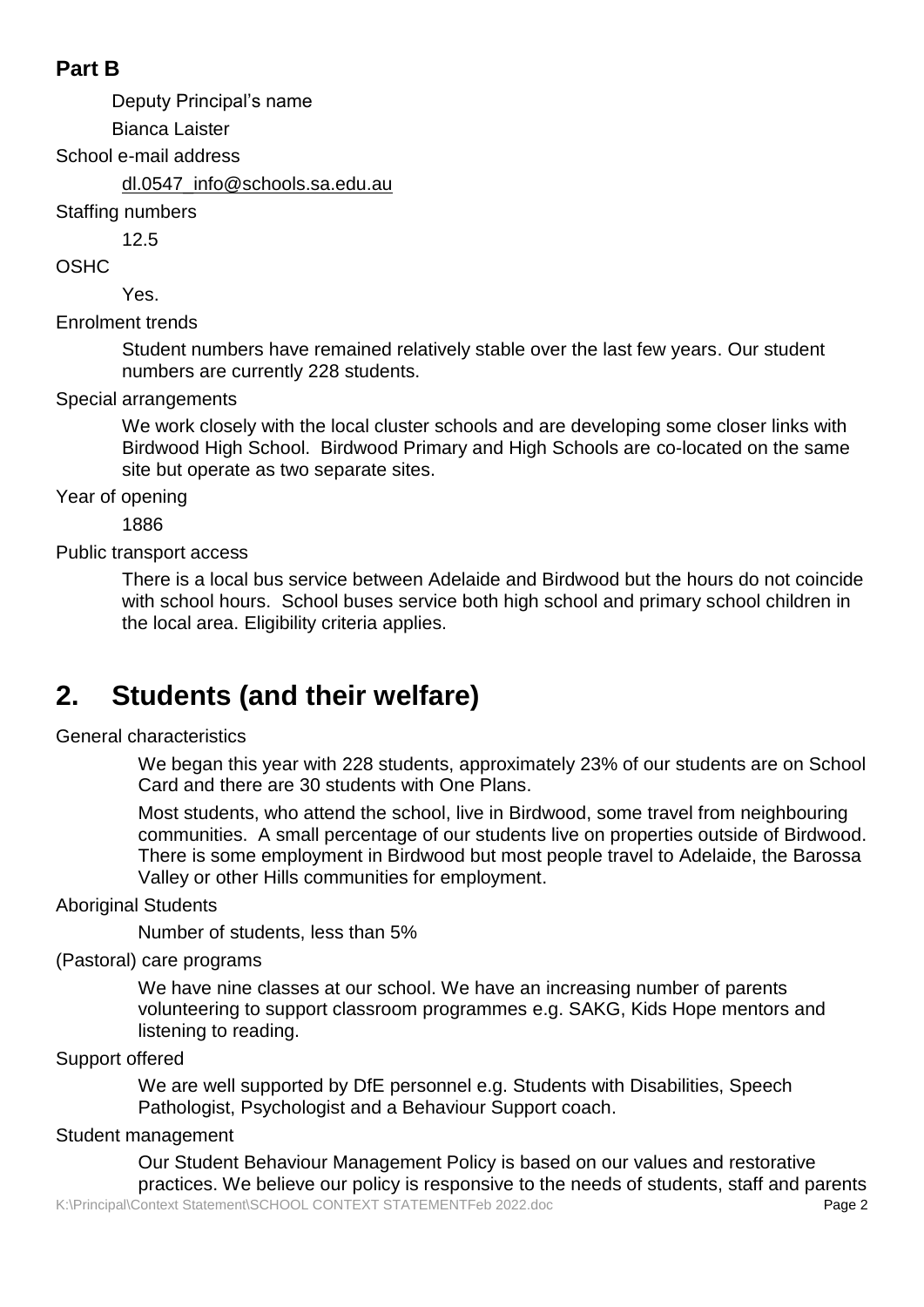## Part B

Deputy Principal's name

Bianca Laister

School e-mail address

dl.0547_info@schools.sa.edu.au

Staffing numbers

12.5

OSHC

Yes.

Enrolment trends

Student numbers have remained relatively stable over the last few years. Our student numbers are currently 228 students.

Special arrangements

We work closely with the local cluster schools and are developing some closer links with Birdwood High School. Birdwood Primary and High Schools are co-located on the same site but operate as two separate sites.

Year of opening

1886

Public transport access

There is a local bus service between Adelaide and Birdwood but the hours do not coincide with school hours. School buses service both high school and primary school children in the local area. Eligibility criteria applies.

# 2. Students (and their welfare)

General characteristics

We began this year with 228 students, approximately 23% of our students are on School Card and there are 30 students with One Plans.

Most students, who attend the school, live in Birdwood, some travel from neighbouring communities. A small percentage of our students live on properties outside of Birdwood. There is some employment in Birdwood but most people travel to Adelaide, the Barossa Valley or other Hills communities for employment.

Aboriginal Students

Number of students, less than 5%

(Pastoral) care programs

We have nine classes at our school. We have an increasing number of parents volunteering to support classroom programmes e.g. SAKG, Kids Hope mentors and listening to reading.

Support offered

We are well supported by DfE personnel e.g. Students with Disabilities, Speech Pathologist, Psychologist and a Behaviour Support coach.

Student management

Our Student Behaviour Management Policy is based on our values and restorative practices. We believe our policy is responsive to the needs of students, staff and parents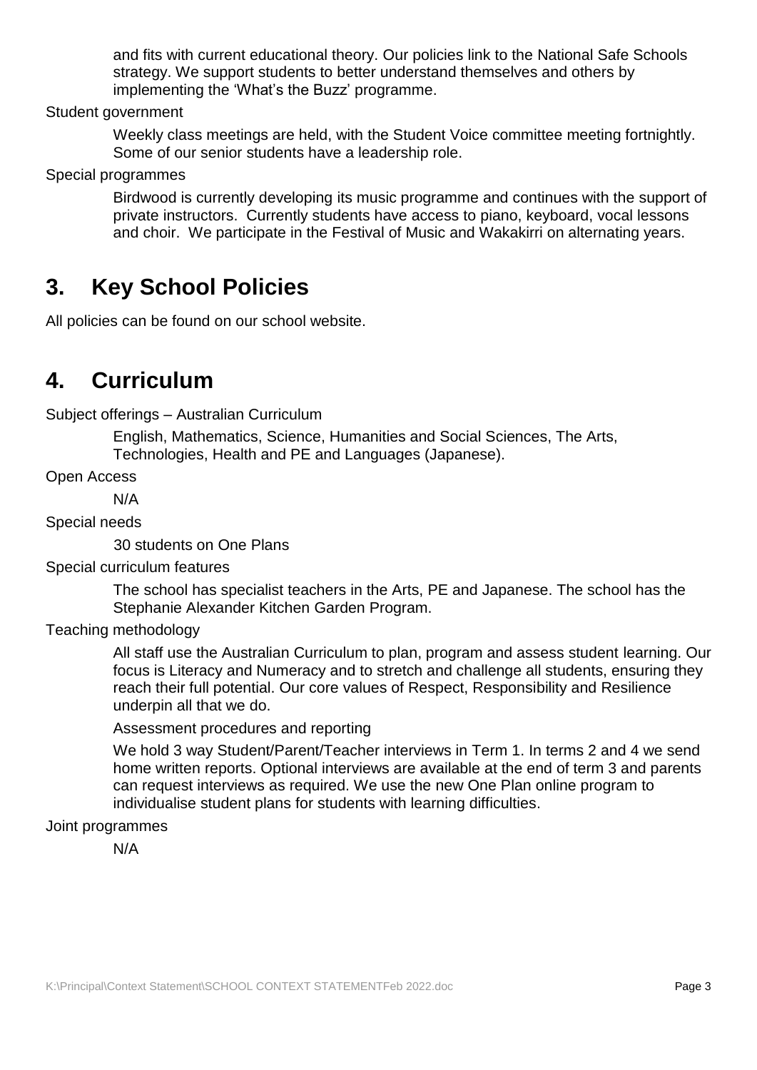and fits with current educational theory. Our policies link to the National Safe Schools strategy. We support students to better understand themselves and others by implementing the 'What's the Buzz' programme.

Student government

Weekly class meetings are held, with the Student Voice committee meeting fortnightly. Some of our senior students have a leadership role.

Special programmes

Birdwood is currently developing its music programme and continues with the support of private instructors. Currently students have access to piano, keyboard, vocal lessons and choir. We participate in the Festival of Music and Wakakirri on alternating years.

## 3. Key School Policies

All policies can be found on our school website.

## 4. Curriculum

Subject offerings – Australian Curriculum

English, Mathematics, Science, Humanities and Social Sciences, The Arts, Technologies, Health and PE and Languages (Japanese).

Open Access

N/A

Special needs

30 students on One Plans

Special curriculum features

The school has specialist teachers in the Arts, PE and Japanese. The school has the Stephanie Alexander Kitchen Garden Program.

Teaching methodology

All staff use the Australian Curriculum to plan, program and assess student learning. Our focus is Literacy and Numeracy and to stretch and challenge all students, ensuring they reach their full potential. Our core values of Respect, Responsibility and Resilience underpin all that we do.

Assessment procedures and reporting

We hold 3 way Student/Parent/Teacher interviews in Term 1. In terms 2 and 4 we send home written reports. Optional interviews are available at the end of term 3 and parents can request interviews as required. We use the new One Plan online program to individualise student plans for students with learning difficulties.

Joint programmes

N/A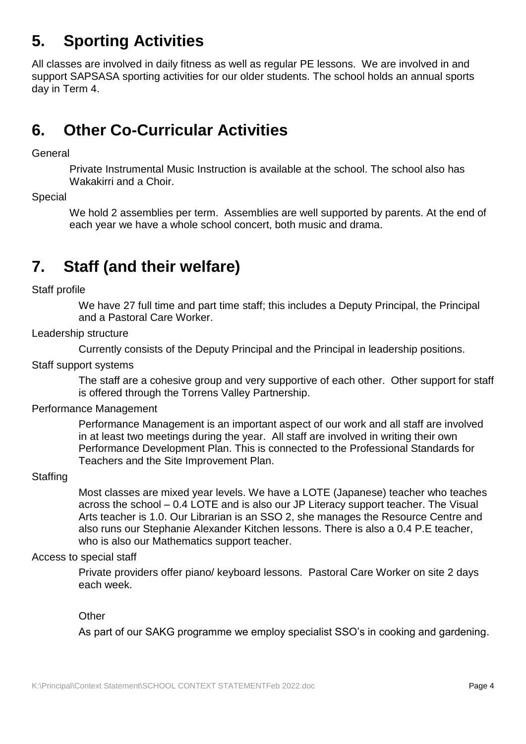# 5. Sporting Activities

All classes are involved in daily fitness as well as regular PE lessons. We are involved in and support SAPSASA sporting activities for our older students. The school holds an annual sports day in Term 4.

# 6. Other Co-Curricular Activities

General

Private Instrumental Music Instruction is available at the school. The school also has Wakakirri and a Choir.

Special

We hold 2 assemblies per term. Assemblies are well supported by parents. At the end of each year we have a whole school concert, both music and drama.

# 7. Staff (and their welfare)

Staff profile

We have 27 full time and part time staff; this includes a Deputy Principal, the Principal and a Pastoral Care Worker.

Leadership structure

Currently consists of the Deputy Principal and the Principal in leadership positions.

Staff support systems

The staff are a cohesive group and very supportive of each other. Other support for staff is offered through the Torrens Valley Partnership.

Performance Management

Performance Management is an important aspect of our work and all staff are involved in at least two meetings during the year. All staff are involved in writing their own Performance Development Plan. This is connected to the Professional Standards for Teachers and the Site Improvement Plan.

Staffing

Most classes are mixed year levels. We have a LOTE (Japanese) teacher who teaches across the school – 0.4 LOTE and is also our JP Literacy support teacher. The Visual Arts teacher is 1.0. Our Librarian is an SSO 2, she manages the Resource Centre and also runs our Stephanie Alexander Kitchen lessons. There is also a 0.4 P.E teacher, who is also our Mathematics support teacher.

Access to special staff

Private providers offer piano/ keyboard lessons. Pastoral Care Worker on site 2 days each week.

Other

As part of our SAKG programme we employ specialist SSO's in cooking and gardening.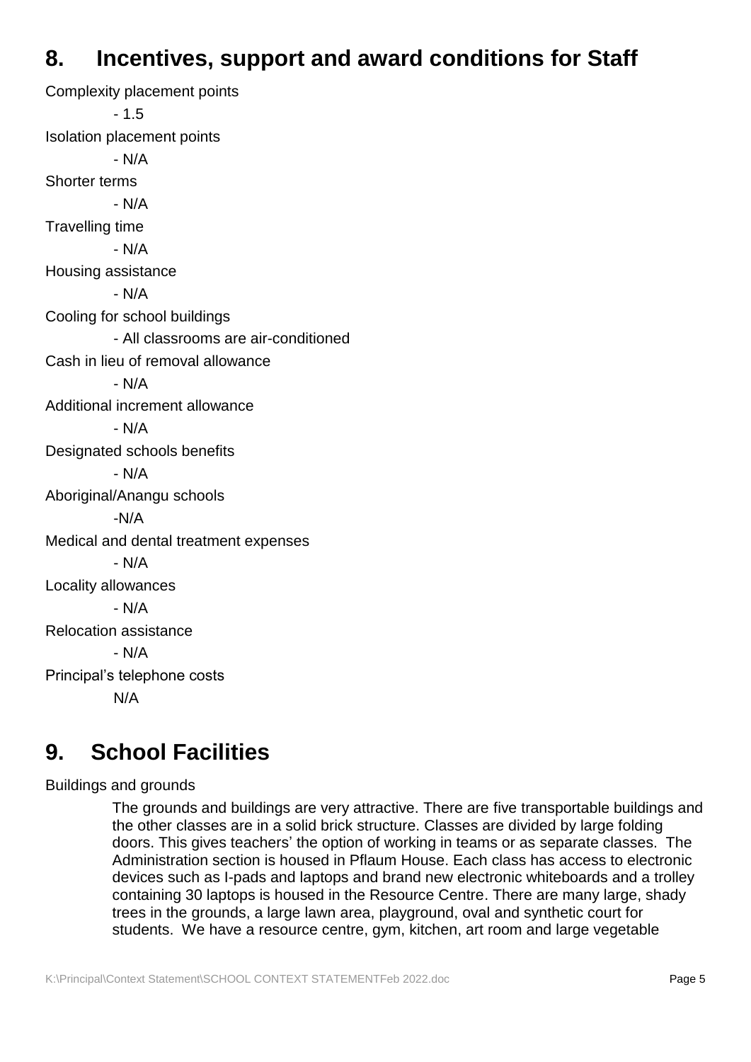## 8. Incentives, support and award conditions for Staff

Complexity placement points

- 1.5

Isolation placement points

- N/A

Shorter terms

- N/A

Travelling time

- N/A

Housing assistance

- N/A

Cooling for school buildings

- All classrooms are air-conditioned

Cash in lieu of removal allowance

- N/A

Additional increment allowance

- N/A

Designated schools benefits

- N/A

Aboriginal/Anangu schools

-N/A

Medical and dental treatment expenses

- N/A

Locality allowances

- N/A

Relocation assistance

- N/A

Principal's telephone costs

N/A

## 9. School Facilities

Buildings and grounds

The grounds and buildings are very attractive. There are five transportable buildings and the other classes are in a solid brick structure. Classes are divided by large folding doors. This gives teachers' the option of working in teams or as separate classes. The Administration section is housed in Pflaum House. Each class has access to electronic devices such as I-pads and laptops and brand new electronic whiteboards and a trolley containing 30 laptops is housed in the Resource Centre. There are many large, shady trees in the grounds, a large lawn area, playground, oval and synthetic court for students. We have a resource centre, gym, kitchen, art room and large vegetable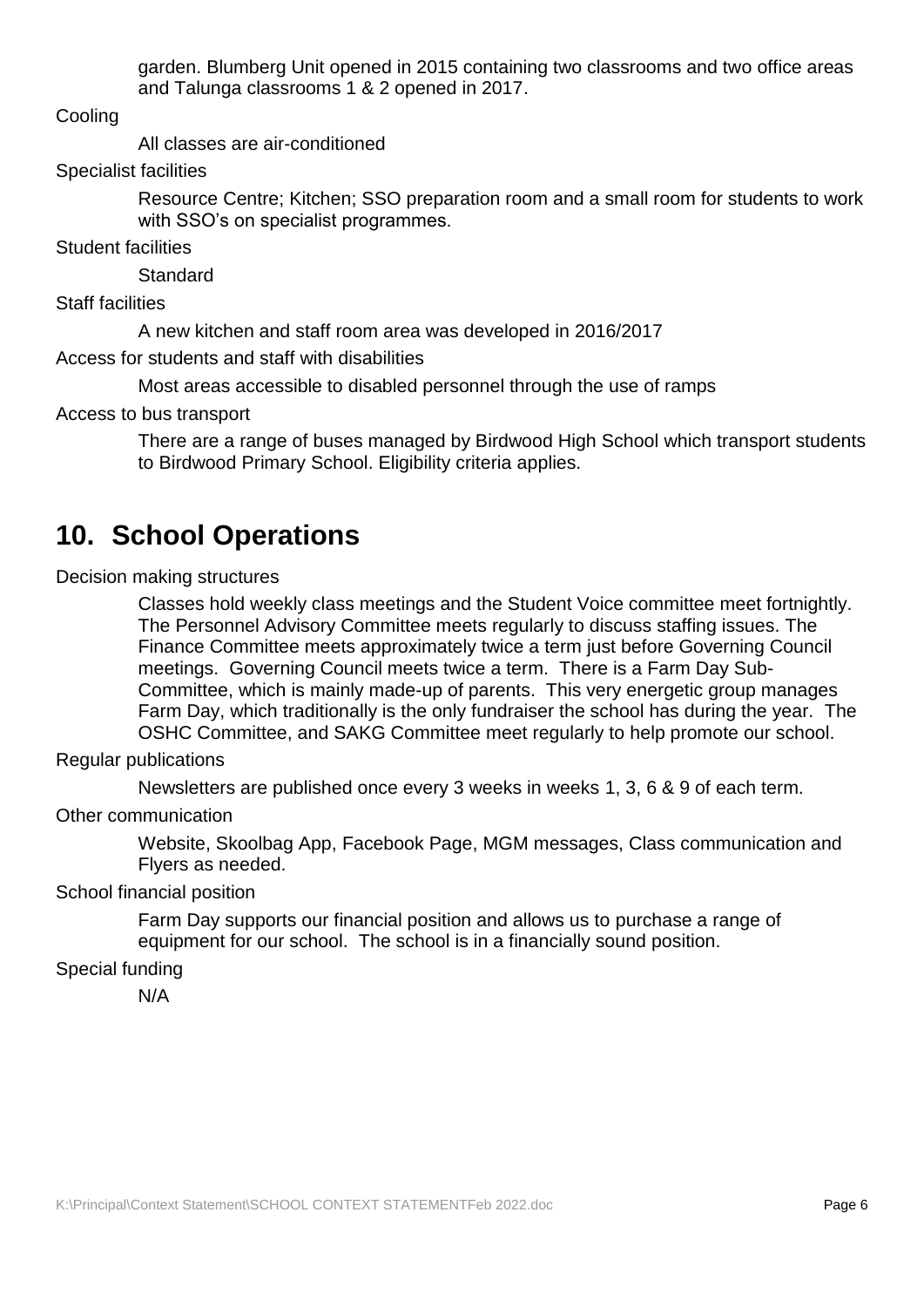garden. Blumberg Unit opened in 2015 containing two classrooms and two office areas and Talunga classrooms 1 & 2 opened in 2017.

Cooling

All classes are air-conditioned

Specialist facilities

Resource Centre; Kitchen; SSO preparation room and a small room for students to work with SSO's on specialist programmes.

Student facilities

Standard

Staff facilities

A new kitchen and staff room area was developed in 2016/2017

Access for students and staff with disabilities

Most areas accessible to disabled personnel through the use of ramps

Access to bus transport

There are a range of buses managed by Birdwood High School which transport students to Birdwood Primary School. Eligibility criteria applies.

## 10. School Operations

Decision making structures

Classes hold weekly class meetings and the Student Voice committee meet fortnightly. The Personnel Advisory Committee meets regularly to discuss staffing issues. The Finance Committee meets approximately twice a term just before Governing Council meetings. Governing Council meets twice a term. There is a Farm Day Sub-Committee, which is mainly made-up of parents. This very energetic group manages Farm Day, which traditionally is the only fundraiser the school has during the year. The OSHC Committee, and SAKG Committee meet regularly to help promote our school.

Regular publications

Newsletters are published once every 3 weeks in weeks 1, 3, 6 & 9 of each term.

Other communication

Website, Skoolbag App, Facebook Page, MGM messages, Class communication and Flyers as needed.

School financial position

Farm Day supports our financial position and allows us to purchase a range of equipment for our school. The school is in a financially sound position.

Special funding

N/A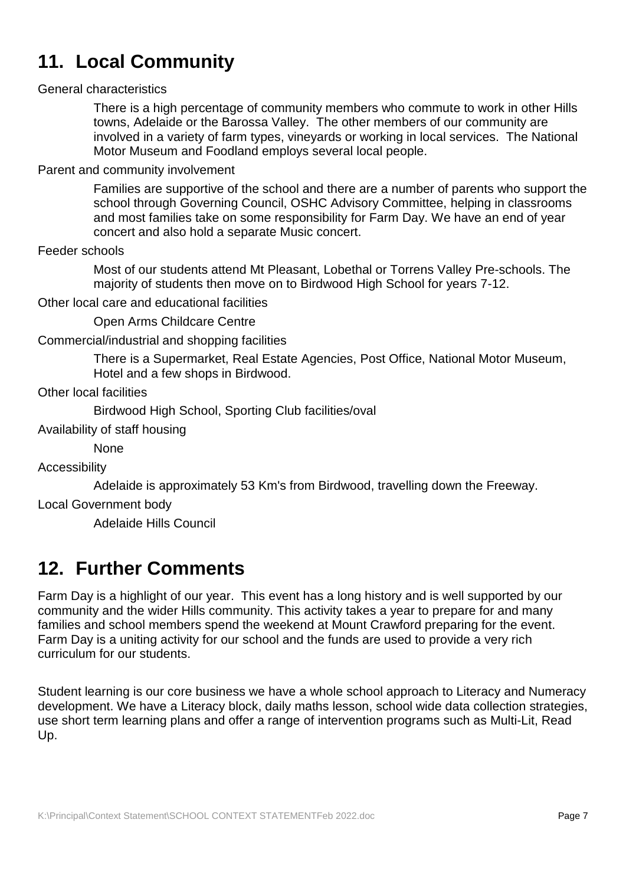## 11. Local Community

General characteristics

> There is a high percentage of community members who commute to work in other Hills towns, Adelaide or the Barossa Valley. The other members of our community are involved in a variety of farm types, vineyards or working in local services. The National Motor Museum and Foodland employs several local people.

Parent and community involvement

> Families are supportive of the school and there are a number of parents who support the school through Governing Council, OSHC Advisory Committee, helping in classrooms and most families take on some responsibility for Farm Day. We have an end of year concert and also hold a separate Music concert.

Feeder schools

> Most of our students attend Mt Pleasant, Lobethal or Torrens Valley Pre-schools. The majority of students then move on to Birdwood High School for years 7-12.

Other local care and educational facilities

> Open Arms Childcare Centre

Commercial/industrial and shopping facilities

> There is a Supermarket, Real Estate Agencies, Post Office, National Motor Museum, Hotel and a few shops in Birdwood.

Other local facilities

> Birdwood High School, Sporting Club facilities/oval

Availability of staff housing

> None

Accessibility

> Adelaide is approximately 53 Km's from Birdwood, travelling down the Freeway.

Local Government body

> Adelaide Hills Council

## 12. Further Comments

Farm Day is a highlight of our year. This event has a long history and is well supported by our community and the wider Hills community. This activity takes a year to prepare for and many families and school members spend the weekend at Mount Crawford preparing for the event. Farm Day is a uniting activity for our school and the funds are used to provide a very rich curriculum for our students.

Student learning is our core business we have a whole school approach to Literacy and Numeracy development. We have a Literacy block, daily maths lesson, school wide data collection strategies, use short term learning plans and offer a range of intervention programs such as Multi-Lit, Read Up.